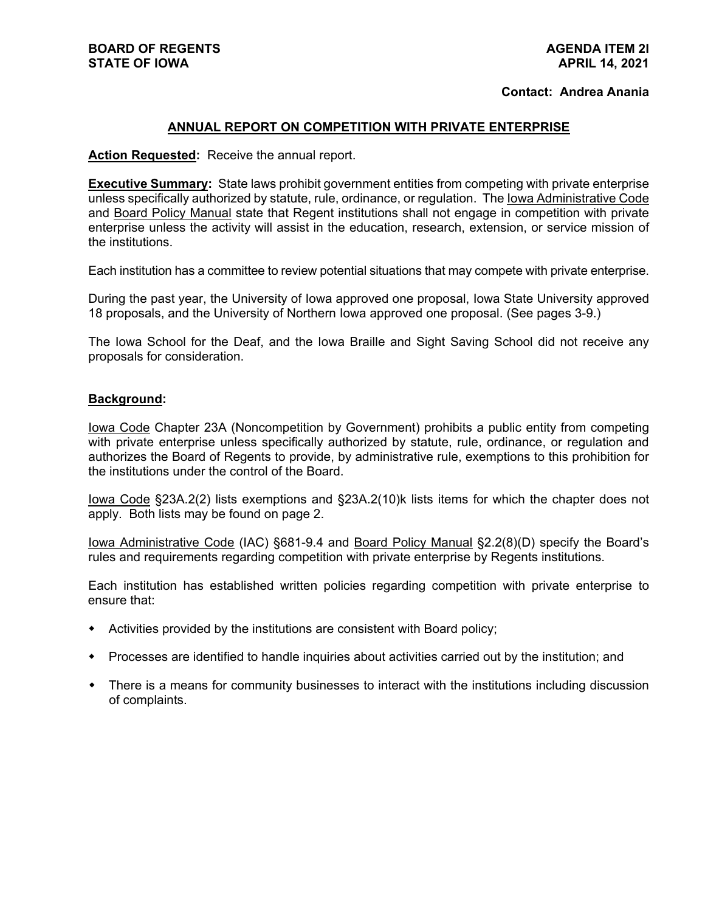**BOARD OF REGENTS**
**STATE OF IOWA**

**AGENDA ITEM 2l**
**APRIL 14, 2021**

**Contact: Andrea Anania**

## ANNUAL REPORT ON COMPETITION WITH PRIVATE ENTERPRISE

**Action Requested:** Receive the annual report.

**Executive Summary:** State laws prohibit government entities from competing with private enterprise unless specifically authorized by statute, rule, ordinance, or regulation. The Iowa Administrative Code and Board Policy Manual state that Regent institutions shall not engage in competition with private enterprise unless the activity will assist in the education, research, extension, or service mission of the institutions.

Each institution has a committee to review potential situations that may compete with private enterprise.

During the past year, the University of Iowa approved one proposal, Iowa State University approved 18 proposals, and the University of Northern Iowa approved one proposal. (See pages 3-9.)

The Iowa School for the Deaf, and the Iowa Braille and Sight Saving School did not receive any proposals for consideration.

**Background:**

Iowa Code Chapter 23A (Noncompetition by Government) prohibits a public entity from competing with private enterprise unless specifically authorized by statute, rule, ordinance, or regulation and authorizes the Board of Regents to provide, by administrative rule, exemptions to this prohibition for the institutions under the control of the Board.

Iowa Code §23A.2(2) lists exemptions and §23A.2(10)k lists items for which the chapter does not apply. Both lists may be found on page 2.

Iowa Administrative Code (IAC) §681-9.4 and Board Policy Manual §2.2(8)(D) specify the Board's rules and requirements regarding competition with private enterprise by Regents institutions.

Each institution has established written policies regarding competition with private enterprise to ensure that:

- Activities provided by the institutions are consistent with Board policy;
- Processes are identified to handle inquiries about activities carried out by the institution; and
- There is a means for community businesses to interact with the institutions including discussion of complaints.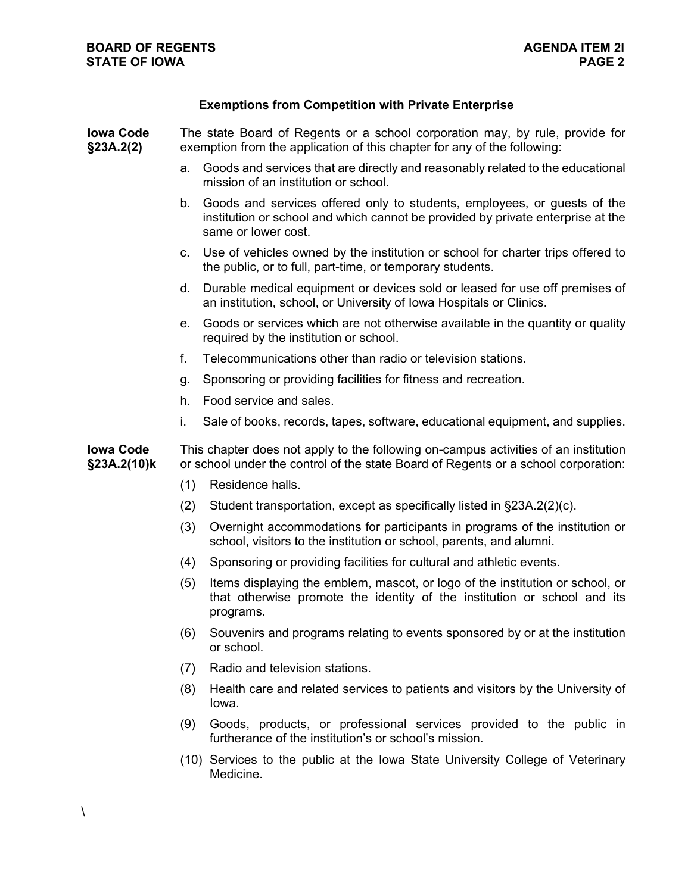## Exemptions from Competition with Private Enterprise

**Iowa Code §23A.2(2)**

The state Board of Regents or a school corporation may, by rule, provide for exemption from the application of this chapter for any of the following:

a. Goods and services that are directly and reasonably related to the educational mission of an institution or school.

b. Goods and services offered only to students, employees, or guests of the institution or school and which cannot be provided by private enterprise at the same or lower cost.

c. Use of vehicles owned by the institution or school for charter trips offered to the public, or to full, part-time, or temporary students.

d. Durable medical equipment or devices sold or leased for use off premises of an institution, school, or University of Iowa Hospitals or Clinics.

e. Goods or services which are not otherwise available in the quantity or quality required by the institution or school.

f. Telecommunications other than radio or television stations.

g. Sponsoring or providing facilities for fitness and recreation.

h. Food service and sales.

i. Sale of books, records, tapes, software, educational equipment, and supplies.

**Iowa Code §23A.2(10)k**

This chapter does not apply to the following on-campus activities of an institution or school under the control of the state Board of Regents or a school corporation:

(1) Residence halls.

(2) Student transportation, except as specifically listed in §23A.2(2)(c).

(3) Overnight accommodations for participants in programs of the institution or school, visitors to the institution or school, parents, and alumni.

(4) Sponsoring or providing facilities for cultural and athletic events.

(5) Items displaying the emblem, mascot, or logo of the institution or school, or that otherwise promote the identity of the institution or school and its programs.

(6) Souvenirs and programs relating to events sponsored by or at the institution or school.

(7) Radio and television stations.

(8) Health care and related services to patients and visitors by the University of Iowa.

(9) Goods, products, or professional services provided to the public in furtherance of the institution's or school's mission.

(10) Services to the public at the Iowa State University College of Veterinary Medicine.

\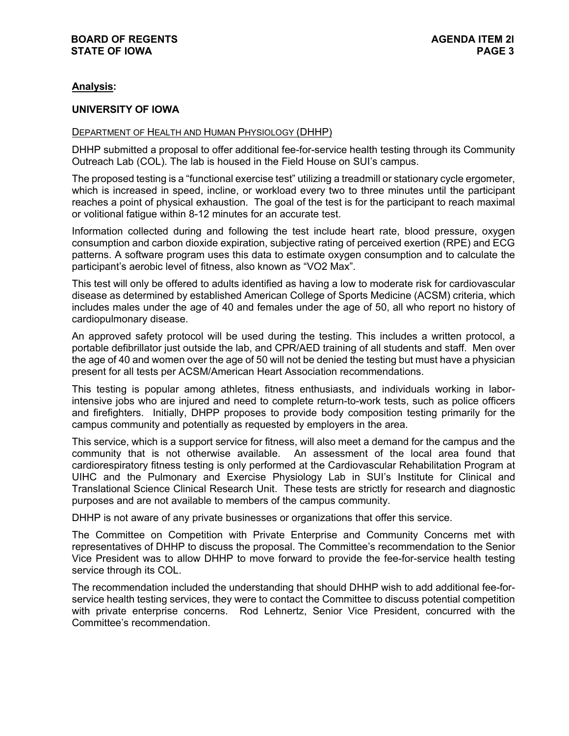**Analysis:**

**UNIVERSITY OF IOWA**

DEPARTMENT OF HEALTH AND HUMAN PHYSIOLOGY (DHHP)

DHHP submitted a proposal to offer additional fee-for-service health testing through its Community Outreach Lab (COL). The lab is housed in the Field House on SUI's campus.

The proposed testing is a "functional exercise test" utilizing a treadmill or stationary cycle ergometer, which is increased in speed, incline, or workload every two to three minutes until the participant reaches a point of physical exhaustion. The goal of the test is for the participant to reach maximal or volitional fatigue within 8-12 minutes for an accurate test.

Information collected during and following the test include heart rate, blood pressure, oxygen consumption and carbon dioxide expiration, subjective rating of perceived exertion (RPE) and ECG patterns. A software program uses this data to estimate oxygen consumption and to calculate the participant's aerobic level of fitness, also known as "VO2 Max".

This test will only be offered to adults identified as having a low to moderate risk for cardiovascular disease as determined by established American College of Sports Medicine (ACSM) criteria, which includes males under the age of 40 and females under the age of 50, all who report no history of cardiopulmonary disease.

An approved safety protocol will be used during the testing. This includes a written protocol, a portable defibrillator just outside the lab, and CPR/AED training of all students and staff. Men over the age of 40 and women over the age of 50 will not be denied the testing but must have a physician present for all tests per ACSM/American Heart Association recommendations.

This testing is popular among athletes, fitness enthusiasts, and individuals working in labor-intensive jobs who are injured and need to complete return-to-work tests, such as police officers and firefighters. Initially, DHPP proposes to provide body composition testing primarily for the campus community and potentially as requested by employers in the area.

This service, which is a support service for fitness, will also meet a demand for the campus and the community that is not otherwise available. An assessment of the local area found that cardiorespiratory fitness testing is only performed at the Cardiovascular Rehabilitation Program at UIHC and the Pulmonary and Exercise Physiology Lab in SUI's Institute for Clinical and Translational Science Clinical Research Unit. These tests are strictly for research and diagnostic purposes and are not available to members of the campus community.

DHHP is not aware of any private businesses or organizations that offer this service.

The Committee on Competition with Private Enterprise and Community Concerns met with representatives of DHHP to discuss the proposal. The Committee's recommendation to the Senior Vice President was to allow DHHP to move forward to provide the fee-for-service health testing service through its COL.

The recommendation included the understanding that should DHHP wish to add additional fee-for-service health testing services, they were to contact the Committee to discuss potential competition with private enterprise concerns. Rod Lehnertz, Senior Vice President, concurred with the Committee's recommendation.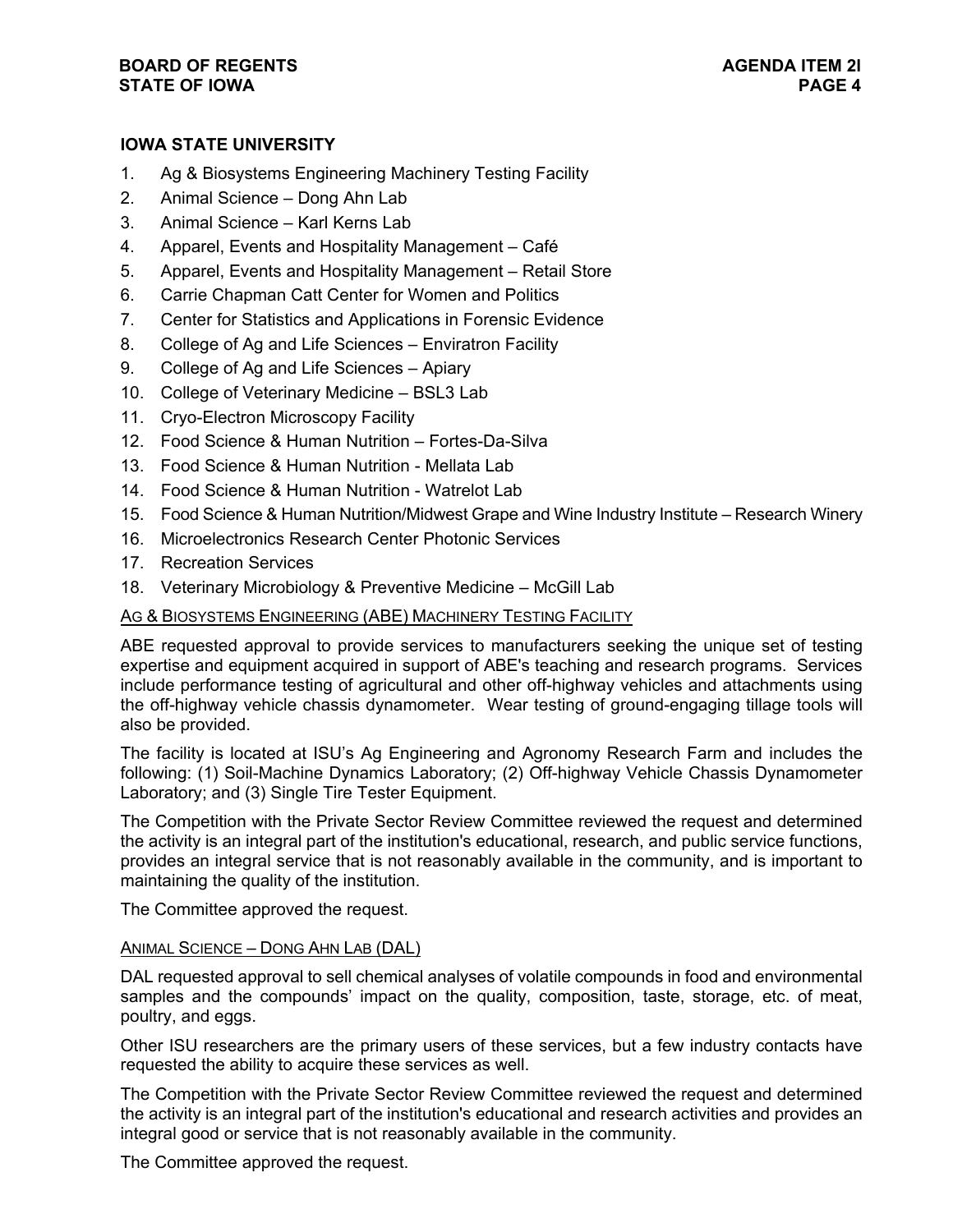## IOWA STATE UNIVERSITY

1. Ag & Biosystems Engineering Machinery Testing Facility
2. Animal Science – Dong Ahn Lab
3. Animal Science – Karl Kerns Lab
4. Apparel, Events and Hospitality Management – Café
5. Apparel, Events and Hospitality Management – Retail Store
6. Carrie Chapman Catt Center for Women and Politics
7. Center for Statistics and Applications in Forensic Evidence
8. College of Ag and Life Sciences – Enviratron Facility
9. College of Ag and Life Sciences – Apiary
10. College of Veterinary Medicine – BSL3 Lab
11. Cryo-Electron Microscopy Facility
12. Food Science & Human Nutrition – Fortes-Da-Silva
13. Food Science & Human Nutrition - Mellata Lab
14. Food Science & Human Nutrition - Watrelot Lab
15. Food Science & Human Nutrition/Midwest Grape and Wine Industry Institute – Research Winery
16. Microelectronics Research Center Photonic Services
17. Recreation Services
18. Veterinary Microbiology & Preventive Medicine – McGill Lab

### AG & BIOSYSTEMS ENGINEERING (ABE) MACHINERY TESTING FACILITY

ABE requested approval to provide services to manufacturers seeking the unique set of testing expertise and equipment acquired in support of ABE's teaching and research programs. Services include performance testing of agricultural and other off-highway vehicles and attachments using the off-highway vehicle chassis dynamometer. Wear testing of ground-engaging tillage tools will also be provided.

The facility is located at ISU's Ag Engineering and Agronomy Research Farm and includes the following: (1) Soil-Machine Dynamics Laboratory; (2) Off-highway Vehicle Chassis Dynamometer Laboratory; and (3) Single Tire Tester Equipment.

The Competition with the Private Sector Review Committee reviewed the request and determined the activity is an integral part of the institution's educational, research, and public service functions, provides an integral service that is not reasonably available in the community, and is important to maintaining the quality of the institution.

The Committee approved the request.

### ANIMAL SCIENCE – DONG AHN LAB (DAL)

DAL requested approval to sell chemical analyses of volatile compounds in food and environmental samples and the compounds' impact on the quality, composition, taste, storage, etc. of meat, poultry, and eggs.

Other ISU researchers are the primary users of these services, but a few industry contacts have requested the ability to acquire these services as well.

The Competition with the Private Sector Review Committee reviewed the request and determined the activity is an integral part of the institution's educational and research activities and provides an integral good or service that is not reasonably available in the community.

The Committee approved the request.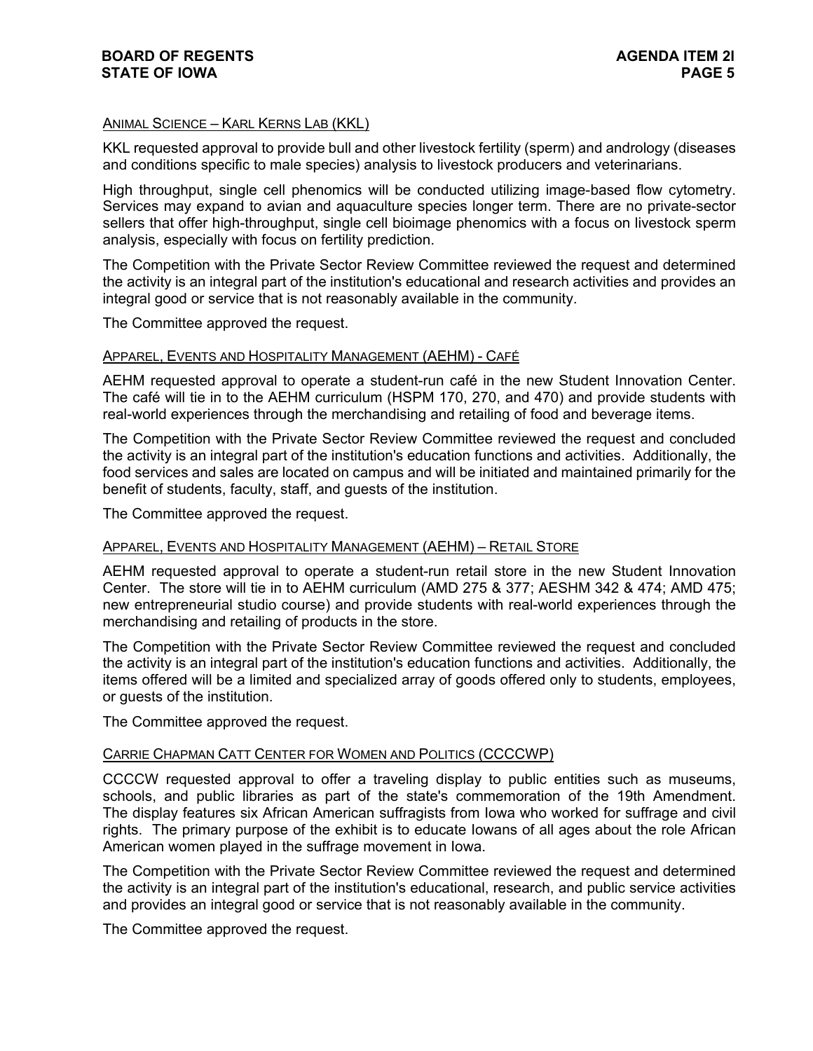ANIMAL SCIENCE – KARL KERNS LAB (KKL)

KKL requested approval to provide bull and other livestock fertility (sperm) and andrology (diseases and conditions specific to male species) analysis to livestock producers and veterinarians.

High throughput, single cell phenomics will be conducted utilizing image-based flow cytometry. Services may expand to avian and aquaculture species longer term. There are no private-sector sellers that offer high-throughput, single cell bioimage phenomics with a focus on livestock sperm analysis, especially with focus on fertility prediction.

The Competition with the Private Sector Review Committee reviewed the request and determined the activity is an integral part of the institution's educational and research activities and provides an integral good or service that is not reasonably available in the community.

The Committee approved the request.

APPAREL, EVENTS AND HOSPITALITY MANAGEMENT (AEHM) - CAFÉ

AEHM requested approval to operate a student-run café in the new Student Innovation Center. The café will tie in to the AEHM curriculum (HSPM 170, 270, and 470) and provide students with real-world experiences through the merchandising and retailing of food and beverage items.

The Competition with the Private Sector Review Committee reviewed the request and concluded the activity is an integral part of the institution's education functions and activities. Additionally, the food services and sales are located on campus and will be initiated and maintained primarily for the benefit of students, faculty, staff, and guests of the institution.

The Committee approved the request.

APPAREL, EVENTS AND HOSPITALITY MANAGEMENT (AEHM) – RETAIL STORE

AEHM requested approval to operate a student-run retail store in the new Student Innovation Center. The store will tie in to AEHM curriculum (AMD 275 & 377; AESHM 342 & 474; AMD 475; new entrepreneurial studio course) and provide students with real-world experiences through the merchandising and retailing of products in the store.

The Competition with the Private Sector Review Committee reviewed the request and concluded the activity is an integral part of the institution's education functions and activities. Additionally, the items offered will be a limited and specialized array of goods offered only to students, employees, or guests of the institution.

The Committee approved the request.

CARRIE CHAPMAN CATT CENTER FOR WOMEN AND POLITICS (CCCCWP)

CCCCW requested approval to offer a traveling display to public entities such as museums, schools, and public libraries as part of the state's commemoration of the 19th Amendment. The display features six African American suffragists from Iowa who worked for suffrage and civil rights. The primary purpose of the exhibit is to educate Iowans of all ages about the role African American women played in the suffrage movement in Iowa.

The Competition with the Private Sector Review Committee reviewed the request and determined the activity is an integral part of the institution's educational, research, and public service activities and provides an integral good or service that is not reasonably available in the community.

The Committee approved the request.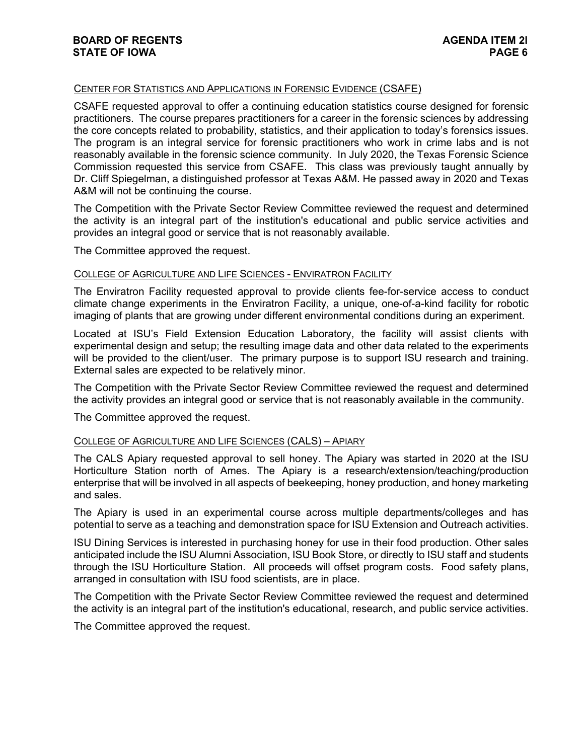### CENTER FOR STATISTICS AND APPLICATIONS IN FORENSIC EVIDENCE (CSAFE)

CSAFE requested approval to offer a continuing education statistics course designed for forensic practitioners. The course prepares practitioners for a career in the forensic sciences by addressing the core concepts related to probability, statistics, and their application to today's forensics issues. The program is an integral service for forensic practitioners who work in crime labs and is not reasonably available in the forensic science community. In July 2020, the Texas Forensic Science Commission requested this service from CSAFE. This class was previously taught annually by Dr. Cliff Spiegelman, a distinguished professor at Texas A&M. He passed away in 2020 and Texas A&M will not be continuing the course.

The Competition with the Private Sector Review Committee reviewed the request and determined the activity is an integral part of the institution's educational and public service activities and provides an integral good or service that is not reasonably available.

The Committee approved the request.

### COLLEGE OF AGRICULTURE AND LIFE SCIENCES - ENVIRATRON FACILITY

The Enviratron Facility requested approval to provide clients fee-for-service access to conduct climate change experiments in the Enviratron Facility, a unique, one-of-a-kind facility for robotic imaging of plants that are growing under different environmental conditions during an experiment.

Located at ISU's Field Extension Education Laboratory, the facility will assist clients with experimental design and setup; the resulting image data and other data related to the experiments will be provided to the client/user. The primary purpose is to support ISU research and training. External sales are expected to be relatively minor.

The Competition with the Private Sector Review Committee reviewed the request and determined the activity provides an integral good or service that is not reasonably available in the community.

The Committee approved the request.

### COLLEGE OF AGRICULTURE AND LIFE SCIENCES (CALS) – APIARY

The CALS Apiary requested approval to sell honey. The Apiary was started in 2020 at the ISU Horticulture Station north of Ames. The Apiary is a research/extension/teaching/production enterprise that will be involved in all aspects of beekeeping, honey production, and honey marketing and sales.

The Apiary is used in an experimental course across multiple departments/colleges and has potential to serve as a teaching and demonstration space for ISU Extension and Outreach activities.

ISU Dining Services is interested in purchasing honey for use in their food production. Other sales anticipated include the ISU Alumni Association, ISU Book Store, or directly to ISU staff and students through the ISU Horticulture Station. All proceeds will offset program costs. Food safety plans, arranged in consultation with ISU food scientists, are in place.

The Competition with the Private Sector Review Committee reviewed the request and determined the activity is an integral part of the institution's educational, research, and public service activities.

The Committee approved the request.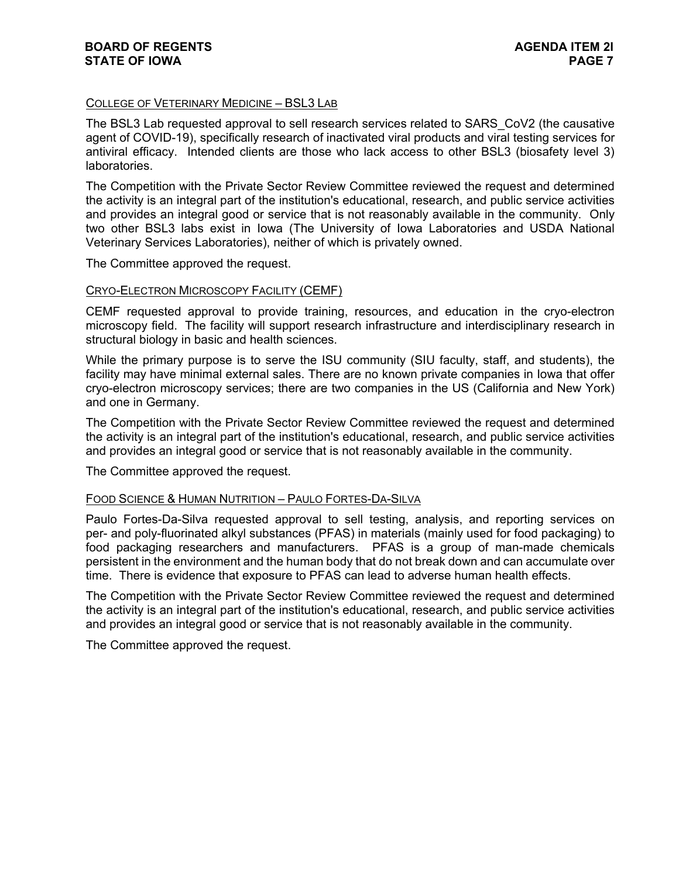### COLLEGE OF VETERINARY MEDICINE – BSL3 LAB

The BSL3 Lab requested approval to sell research services related to SARS_CoV2 (the causative agent of COVID-19), specifically research of inactivated viral products and viral testing services for antiviral efficacy. Intended clients are those who lack access to other BSL3 (biosafety level 3) laboratories.

The Competition with the Private Sector Review Committee reviewed the request and determined the activity is an integral part of the institution's educational, research, and public service activities and provides an integral good or service that is not reasonably available in the community. Only two other BSL3 labs exist in Iowa (The University of Iowa Laboratories and USDA National Veterinary Services Laboratories), neither of which is privately owned.

The Committee approved the request.

### CRYO-ELECTRON MICROSCOPY FACILITY (CEMF)

CEMF requested approval to provide training, resources, and education in the cryo-electron microscopy field. The facility will support research infrastructure and interdisciplinary research in structural biology in basic and health sciences.

While the primary purpose is to serve the ISU community (SIU faculty, staff, and students), the facility may have minimal external sales. There are no known private companies in Iowa that offer cryo-electron microscopy services; there are two companies in the US (California and New York) and one in Germany.

The Competition with the Private Sector Review Committee reviewed the request and determined the activity is an integral part of the institution's educational, research, and public service activities and provides an integral good or service that is not reasonably available in the community.

The Committee approved the request.

### FOOD SCIENCE & HUMAN NUTRITION – PAULO FORTES-DA-SILVA

Paulo Fortes-Da-Silva requested approval to sell testing, analysis, and reporting services on per- and poly-fluorinated alkyl substances (PFAS) in materials (mainly used for food packaging) to food packaging researchers and manufacturers. PFAS is a group of man-made chemicals persistent in the environment and the human body that do not break down and can accumulate over time. There is evidence that exposure to PFAS can lead to adverse human health effects.

The Competition with the Private Sector Review Committee reviewed the request and determined the activity is an integral part of the institution's educational, research, and public service activities and provides an integral good or service that is not reasonably available in the community.

The Committee approved the request.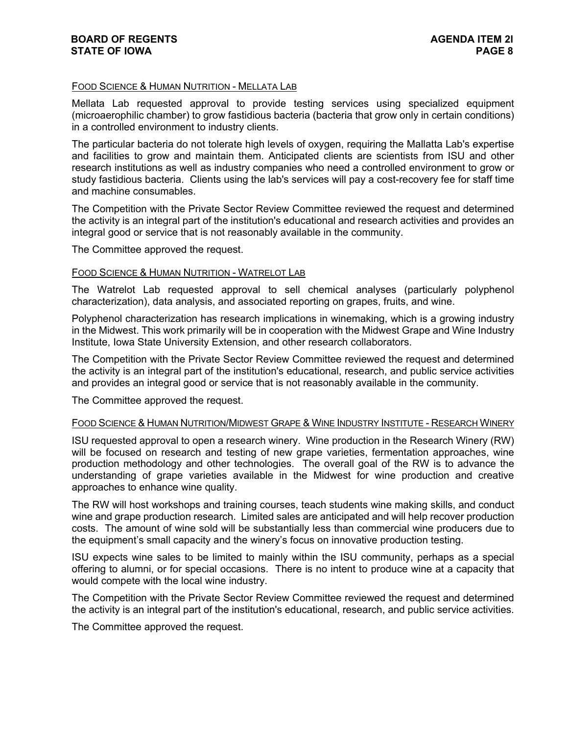### FOOD SCIENCE & HUMAN NUTRITION - MELLATA LAB

Mellata Lab requested approval to provide testing services using specialized equipment (microaerophilic chamber) to grow fastidious bacteria (bacteria that grow only in certain conditions) in a controlled environment to industry clients.

The particular bacteria do not tolerate high levels of oxygen, requiring the Mallatta Lab's expertise and facilities to grow and maintain them. Anticipated clients are scientists from ISU and other research institutions as well as industry companies who need a controlled environment to grow or study fastidious bacteria. Clients using the lab's services will pay a cost-recovery fee for staff time and machine consumables.

The Competition with the Private Sector Review Committee reviewed the request and determined the activity is an integral part of the institution's educational and research activities and provides an integral good or service that is not reasonably available in the community.

The Committee approved the request.

### FOOD SCIENCE & HUMAN NUTRITION - WATRELOT LAB

The Watrelot Lab requested approval to sell chemical analyses (particularly polyphenol characterization), data analysis, and associated reporting on grapes, fruits, and wine.

Polyphenol characterization has research implications in winemaking, which is a growing industry in the Midwest. This work primarily will be in cooperation with the Midwest Grape and Wine Industry Institute, Iowa State University Extension, and other research collaborators.

The Competition with the Private Sector Review Committee reviewed the request and determined the activity is an integral part of the institution's educational, research, and public service activities and provides an integral good or service that is not reasonably available in the community.

The Committee approved the request.

### FOOD SCIENCE & HUMAN NUTRITION/MIDWEST GRAPE & WINE INDUSTRY INSTITUTE - RESEARCH WINERY

ISU requested approval to open a research winery. Wine production in the Research Winery (RW) will be focused on research and testing of new grape varieties, fermentation approaches, wine production methodology and other technologies. The overall goal of the RW is to advance the understanding of grape varieties available in the Midwest for wine production and creative approaches to enhance wine quality.

The RW will host workshops and training courses, teach students wine making skills, and conduct wine and grape production research. Limited sales are anticipated and will help recover production costs. The amount of wine sold will be substantially less than commercial wine producers due to the equipment's small capacity and the winery's focus on innovative production testing.

ISU expects wine sales to be limited to mainly within the ISU community, perhaps as a special offering to alumni, or for special occasions. There is no intent to produce wine at a capacity that would compete with the local wine industry.

The Competition with the Private Sector Review Committee reviewed the request and determined the activity is an integral part of the institution's educational, research, and public service activities.

The Committee approved the request.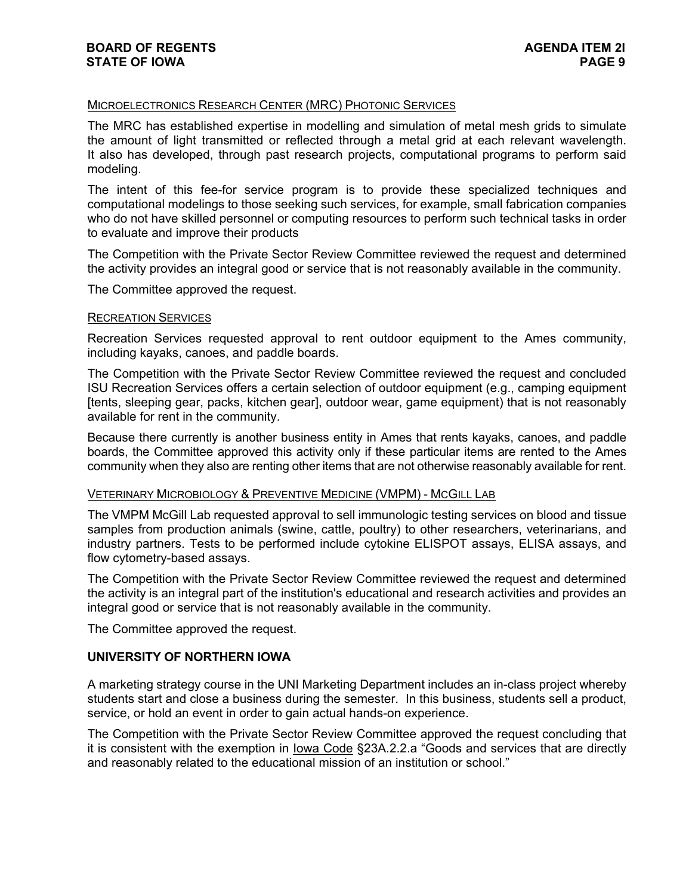MICROELECTRONICS RESEARCH CENTER (MRC) PHOTONIC SERVICES

The MRC has established expertise in modelling and simulation of metal mesh grids to simulate the amount of light transmitted or reflected through a metal grid at each relevant wavelength. It also has developed, through past research projects, computational programs to perform said modeling.

The intent of this fee-for service program is to provide these specialized techniques and computational modelings to those seeking such services, for example, small fabrication companies who do not have skilled personnel or computing resources to perform such technical tasks in order to evaluate and improve their products

The Competition with the Private Sector Review Committee reviewed the request and determined the activity provides an integral good or service that is not reasonably available in the community.

The Committee approved the request.

RECREATION SERVICES

Recreation Services requested approval to rent outdoor equipment to the Ames community, including kayaks, canoes, and paddle boards.

The Competition with the Private Sector Review Committee reviewed the request and concluded ISU Recreation Services offers a certain selection of outdoor equipment (e.g., camping equipment [tents, sleeping gear, packs, kitchen gear], outdoor wear, game equipment) that is not reasonably available for rent in the community.

Because there currently is another business entity in Ames that rents kayaks, canoes, and paddle boards, the Committee approved this activity only if these particular items are rented to the Ames community when they also are renting other items that are not otherwise reasonably available for rent.

VETERINARY MICROBIOLOGY & PREVENTIVE MEDICINE (VMPM) - MCGILL LAB

The VMPM McGill Lab requested approval to sell immunologic testing services on blood and tissue samples from production animals (swine, cattle, poultry) to other researchers, veterinarians, and industry partners. Tests to be performed include cytokine ELISPOT assays, ELISA assays, and flow cytometry-based assays.

The Competition with the Private Sector Review Committee reviewed the request and determined the activity is an integral part of the institution's educational and research activities and provides an integral good or service that is not reasonably available in the community.

The Committee approved the request.

## UNIVERSITY OF NORTHERN IOWA

A marketing strategy course in the UNI Marketing Department includes an in-class project whereby students start and close a business during the semester. In this business, students sell a product, service, or hold an event in order to gain actual hands-on experience.

The Competition with the Private Sector Review Committee approved the request concluding that it is consistent with the exemption in Iowa Code §23A.2.2.a "Goods and services that are directly and reasonably related to the educational mission of an institution or school."